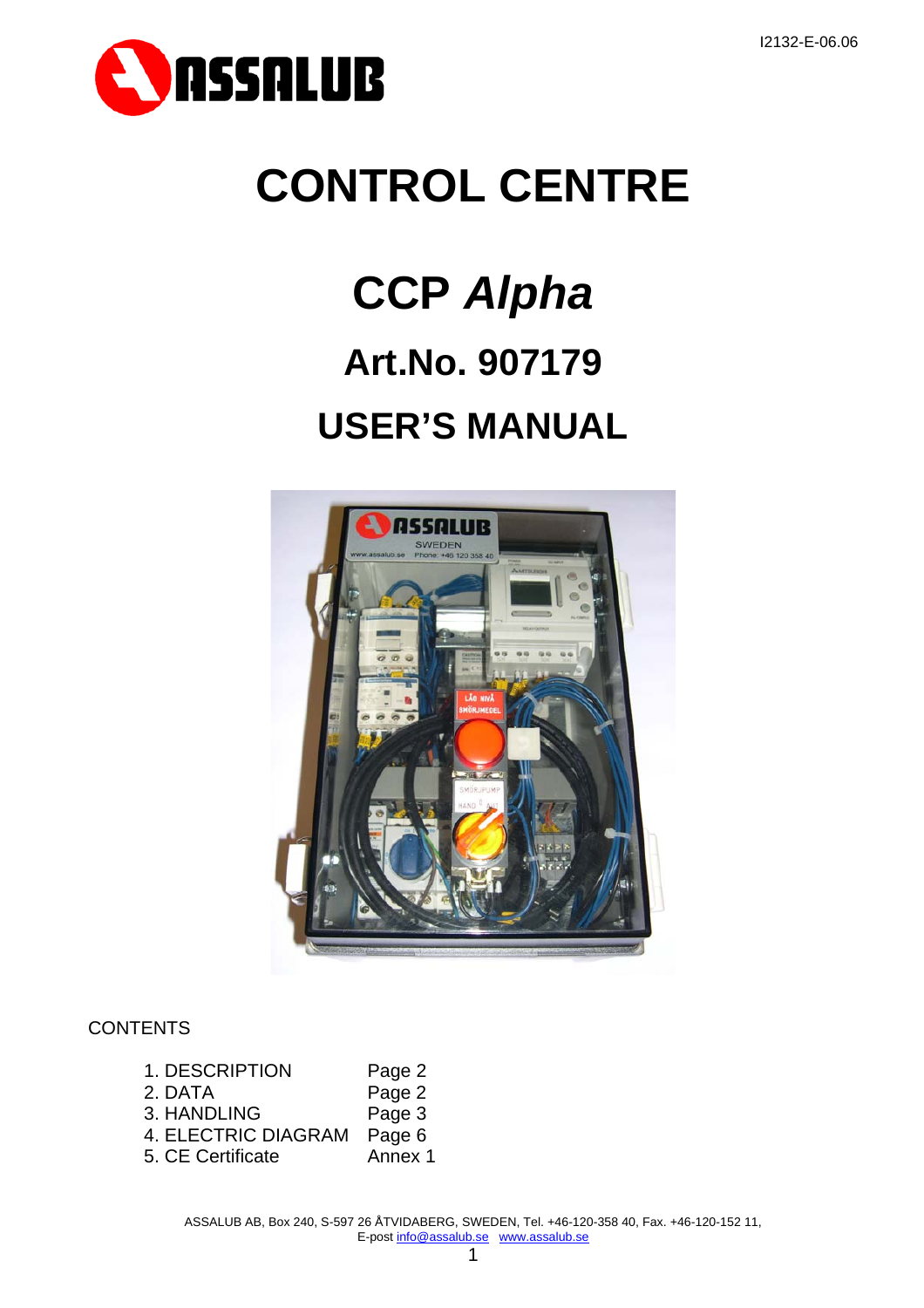I2132-E-06.06

# CONTROL CENTRE

# CCP *Alpha*

## Art.No. 907179

## USER'S MANUAL

CONTENTS

| | |
|---|---|
| 1. DESCRIPTION | Page 2 |
| 2. DATA | Page 2 |
| 3. HANDLING | Page 3 |
| 4. ELECTRIC DIAGRAM | Page 6 |
| 5. CE Certificate | Annex 1 |

ASSALUB AB, Box 240, S-597 26 ÅTVIDABERG, SWEDEN, Tel. +46-120-358 40, Fax. +46-120-152 11,
E-post info@assalub.se www.assalub.se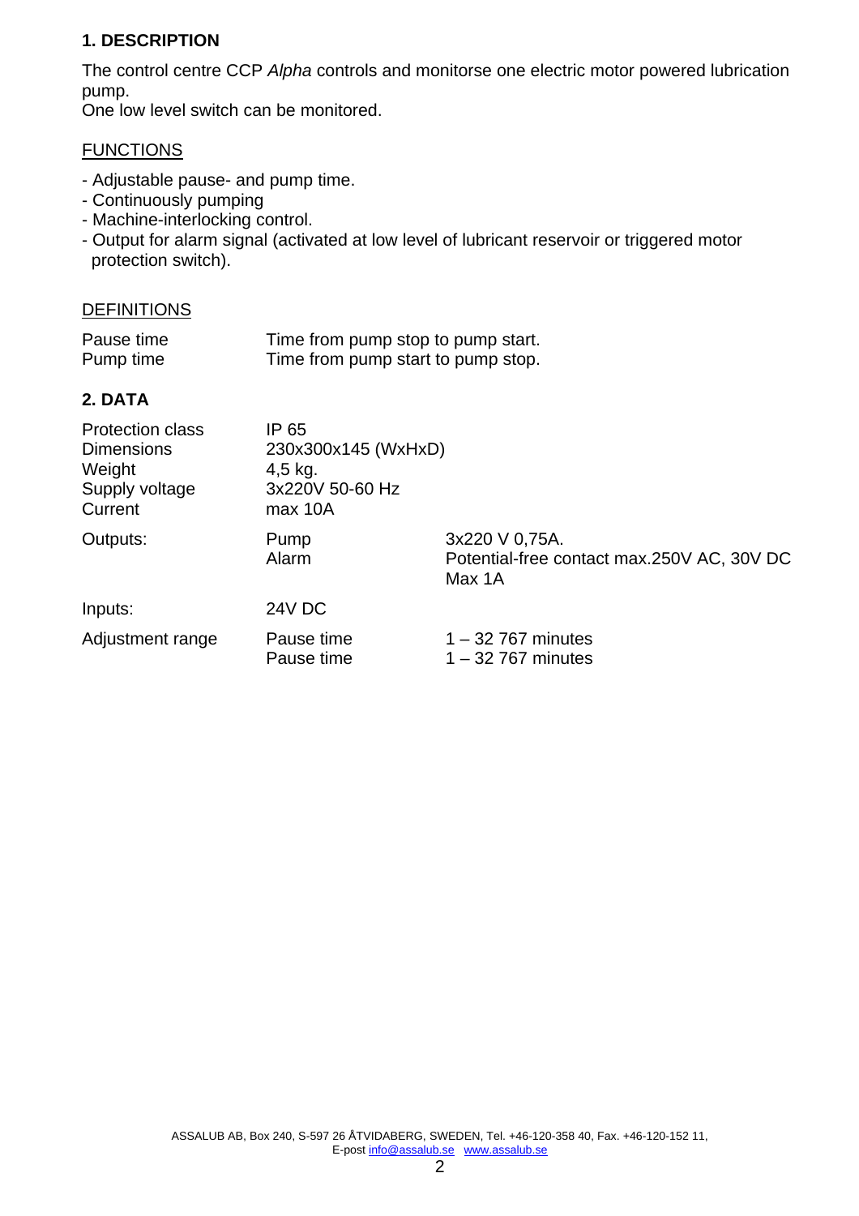## 1. DESCRIPTION

The control centre CCP *Alpha* controls and monitorse one electric motor powered lubrication pump.
One low level switch can be monitored.

### FUNCTIONS

- Adjustable pause- and pump time.
- Continuously pumping
- Machine-interlocking control.
- Output for alarm signal (activated at low level of lubricant reservoir or triggered motor protection switch).

### DEFINITIONS

| | |
|---|---|
| Pause time | Time from pump stop to pump start. |
| Pump time | Time from pump start to pump stop. |

## 2. DATA

| | | |
|---|---|---|
| Protection class | IP 65 | |
| Dimensions | 230x300x145 (WxHxD) | |
| Weight | 4,5 kg. | |
| Supply voltage | 3x220V 50-60 Hz | |
| Current | max 10A | |
| Outputs: | Pump | 3x220 V 0,75A. |
| | Alarm | Potential-free contact max.250V AC, 30V DC Max 1A |
| Inputs: | 24V DC | |
| Adjustment range | Pause time | 1 – 32 767 minutes |
| | Pause time | 1 – 32 767 minutes |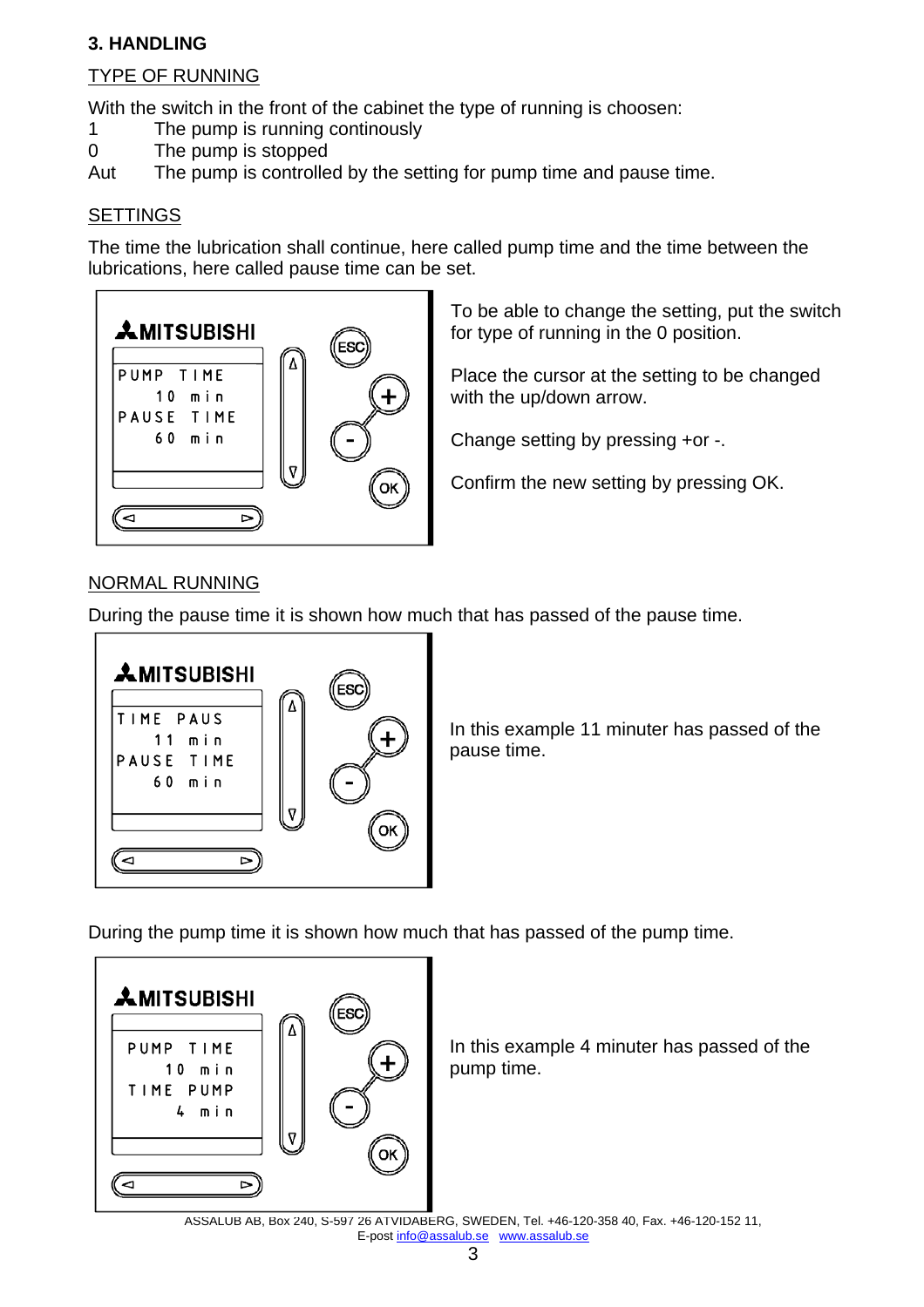### 3. HANDLING

TYPE OF RUNNING

With the switch in the front of the cabinet the type of running is choosen:

1 The pump is running continously
0 The pump is stopped
Aut The pump is controlled by the setting for pump time and pause time.

SETTINGS

The time the lubrication shall continue, here called pump time and the time between the lubrications, here called pause time can be set.

MITSUBISHI

PUMP TIME
10 min
PAUSE TIME
60 min

To be able to change the setting, put the switch for type of running in the 0 position.

Place the cursor at the setting to be changed with the up/down arrow.

Change setting by pressing +or -.

Confirm the new setting by pressing OK.

NORMAL RUNNING

During the pause time it is shown how much that has passed of the pause time.

MITSUBISHI

TIME PAUS
11 min
PAUSE TIME
60 min

In this example 11 minuter has passed of the pause time.

During the pump time it is shown how much that has passed of the pump time.

MITSUBISHI

PUMP TIME
10 min
TIME PUMP
4 min

In this example 4 minuter has passed of the pump time.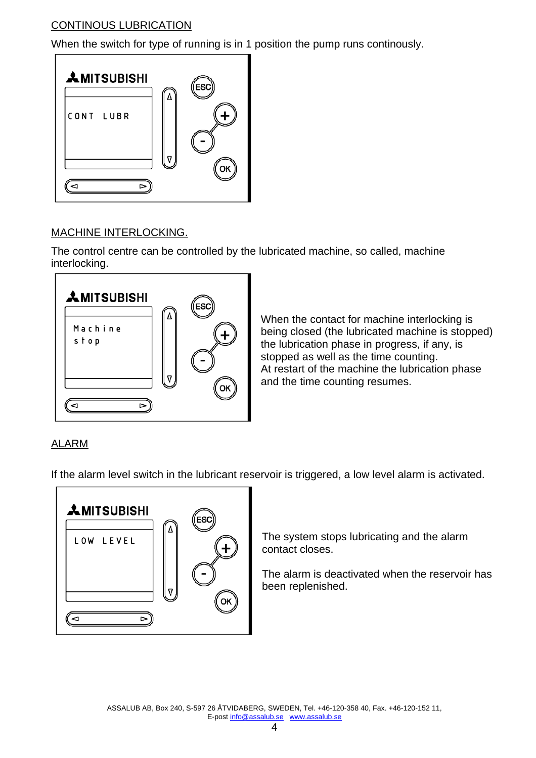## CONTINOUS LUBRICATION

When the switch for type of running is in 1 position the pump runs continously.

MITSUBISHI

CONT LUBR

## MACHINE INTERLOCKING.

The control centre can be controlled by the lubricated machine, so called, machine interlocking.

MITSUBISHI

Machine
stop

When the contact for machine interlocking is being closed (the lubricated machine is stopped) the lubrication phase in progress, if any, is stopped as well as the time counting.
At restart of the machine the lubrication phase and the time counting resumes.

## ALARM

If the alarm level switch in the lubricant reservoir is triggered, a low level alarm is activated.

MITSUBISHI

LOW LEVEL

The system stops lubricating and the alarm contact closes.

The alarm is deactivated when the reservoir has been replenished.

ASSALUB AB, Box 240, S-597 26 ÅTVIDABERG, SWEDEN, Tel. +46-120-358 40, Fax. +46-120-152 11,
E-post info@assalub.se www.assalub.se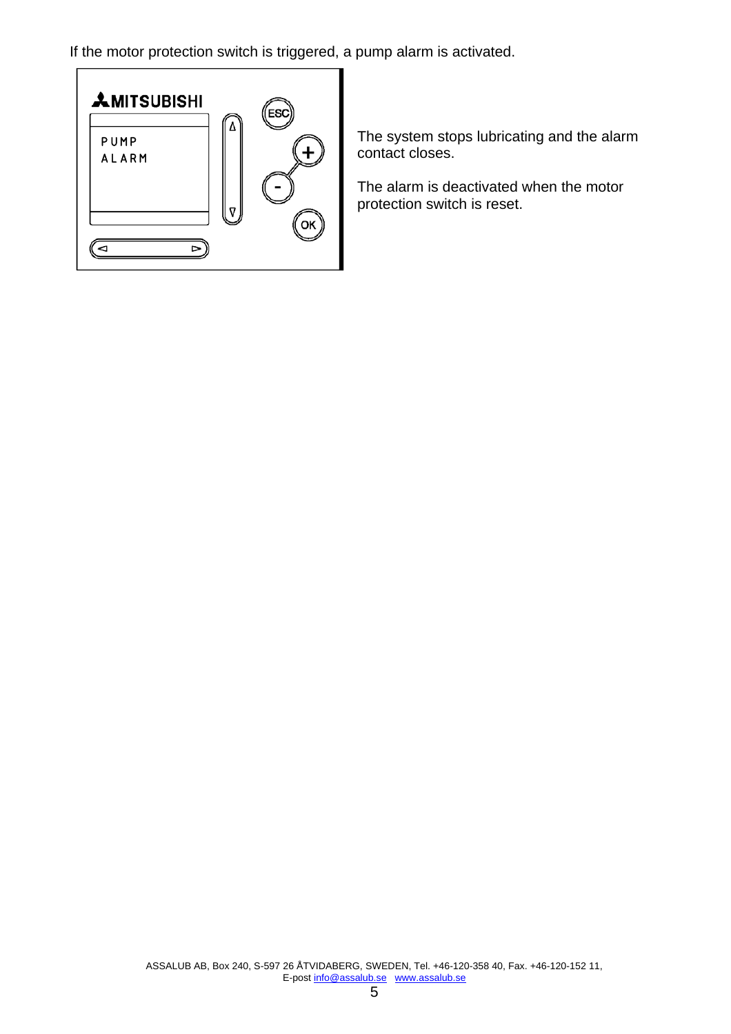If the motor protection switch is triggered, a pump alarm is activated.

The system stops lubricating and the alarm contact closes.

The alarm is deactivated when the motor protection switch is reset.

ASSALUB AB, Box 240, S-597 26 ÅTVIDABERG, SWEDEN, Tel. +46-120-358 40, Fax. +46-120-152 11,
E-post info@assalub.se www.assalub.se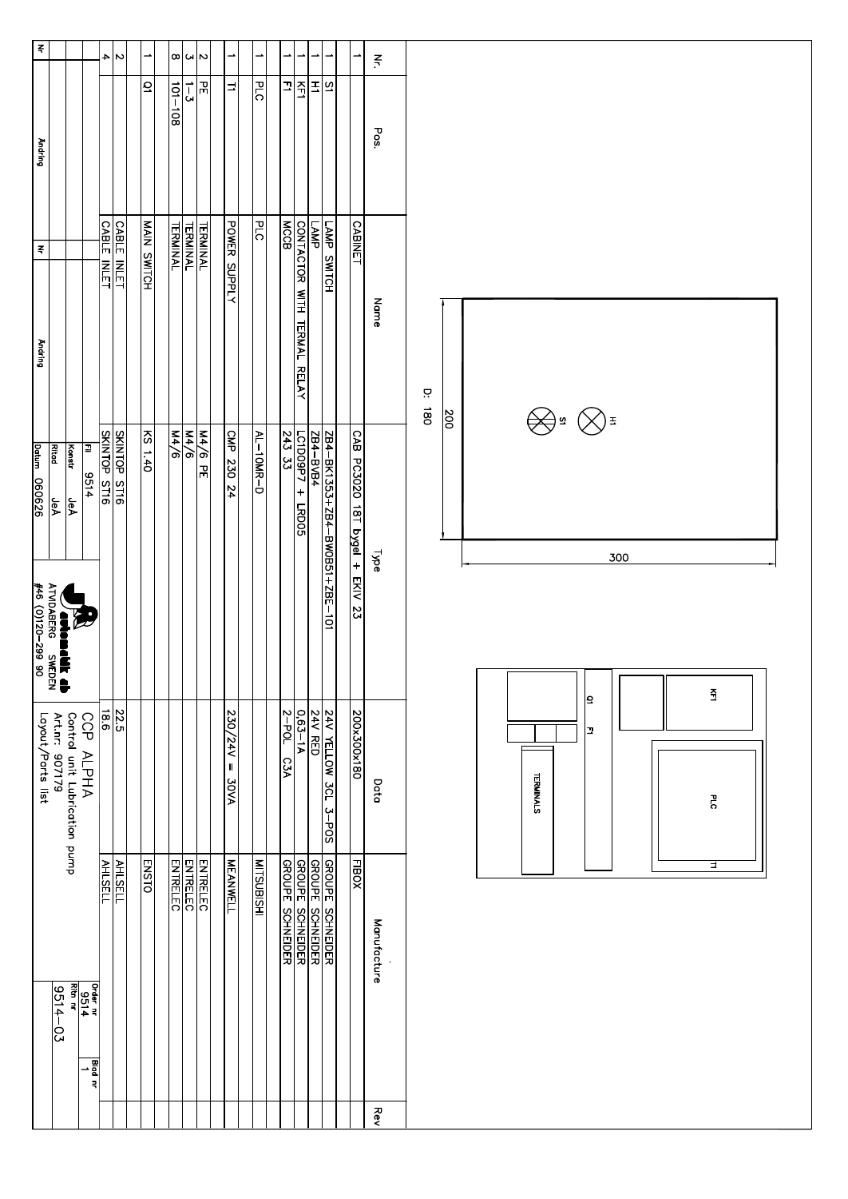| Nr. | Pos. | Name | Type | Data | Manufacture | Rev |
|---|---|---|---|---|---|---|
| 1 | | CABINET | CAB PC3020 18T bygel + EKIV 23 | 200x300x180 | FIBOX | |
| | | | | | | |
| 1 | S1 | LAMP SWITCH | ZB4-BK1353+ZB4-BW0B51+ZBE-101 | 24V YELLOW 3CL 3-POS | GROUPE SCHNEIDER | |
| 1 | H1 | LAMP | ZB4-BVB4 | 24V RED | GROUPE SCHNEIDER | |
| 1 | KF1 | CONTACTOR WITH TERMAL RELAY | LC1D09P7 + LRD05 | 0,63-1A | GROUPE SCHNEIDER | |
| 1 | F1 | MCCB | 243 33 | 2-POL C3A | GROUPE SCHNEIDER | |
| | | | | | | |
| 1 | PLC | PLC | AL-10MR-D | | MITSUBISHI | |
| | | | | | | |
| 1 | T1 | POWER SUPPLY | CMP 230 24 | 230/24V = 30VA | MEANWELL | |
| | | | | | | |
| 2 | PE | TERMINAL | M4/6 PE | | ENTRELEC | |
| 3 | 1-3 | TERMINAL | M4/6 | | ENTRELEC | |
| 8 | 101-108 | TERMINAL | M4/6 | | ENTRELEC | |
| | | | | | | |
| 1 | Q1 | MAIN SWITCH | KS 1.40 | | ENSTO | |
| | | | | | | |
| 2 | | CABLE INLET | SKINTOP ST16 | 22.5 | AHLSELL | |
| 4 | | CABLE INLET | SKINTOP ST16 | 18.6 | AHLSELL | |

Cabinet dimensions: 300 x 200, D: 180

Front: H1, S1

Mounting plate: KF1, PLC, T1, Q1, F1, TERMINALS

| Nr | Ändring | Nr | Ändring |
|---|---|---|---|
| | | | |

Fil: 9514
Konstr: JeA
Ritad: JeA
Datum: 060626

JA automatik ab
ATVIDABERG SWEDEN
#46 (0)120-299 90

CCP ALPHA
Control unit Lubrication pump
Art.nr: 907179
Layout/Parts list

Order nr: 9514
Blad nr: 1
Ritn nr: 9514-03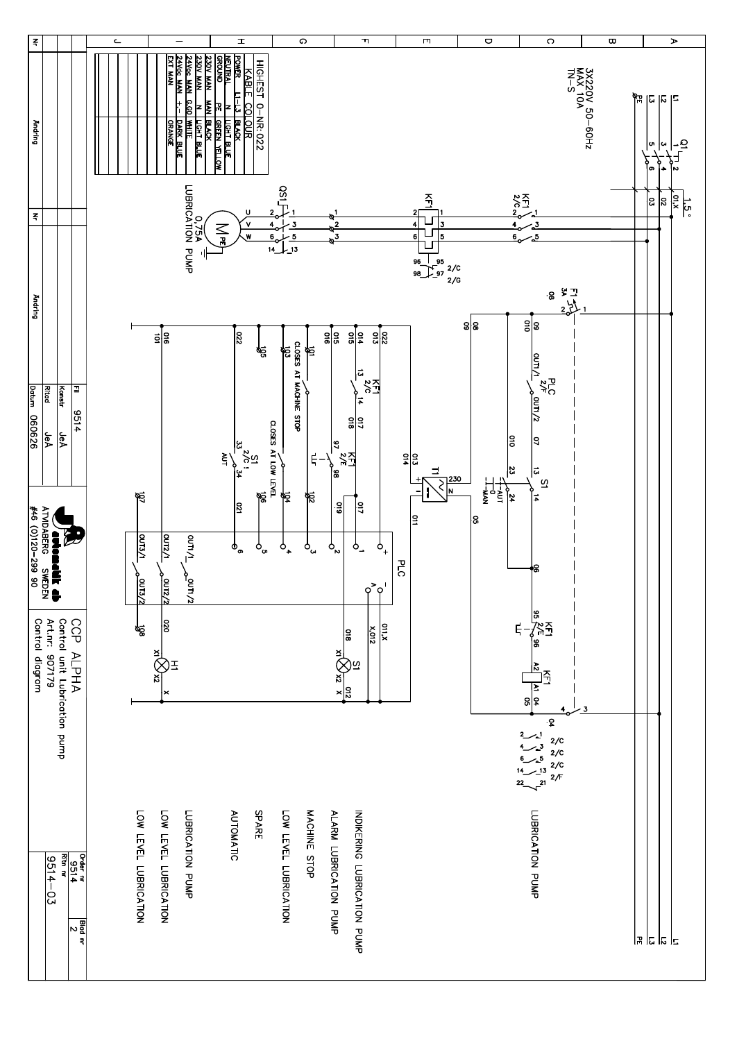3X220V 50–60Hz
MAX 10A
TN–S

| HIGHEST 0–NR:022 | |
|---|---|
| KABLE COLOUR | |
| POWER | L1–L3 BLACK |
| NEUTRAL | N LIGHT BLUE |
| GROUND | PE GREEN YELLOW |
| 230V MAN | MAN BLACK |
| 230V MAN | N LIGHT BLUE |
| 24Vac MAN | G,G0 WHITE |
| 24Vdc MAN | +,- DARK BLUE |
| EXT MAN | ORANGE |

LUBRICATION PUMP

INDIKERING LUBRICATION PUMP

ALARM LUBRICATION PUMP

MACHINE STOP

LOW LEVEL LUBRICATION

SPARE

AUTOMATIC

LUBRICATION PUMP

LOW LEVEL LUBRICATION

LOW LEVEL LUBRICATION

CLOSES AT MACHINE STOP

CLOSES AT LOW LEVEL

0,75A
LUBRICATION PUMP

| Fil | 9514 |
|---|---|
| Konstr | JeA |
| Ritad | JeA |
| Datum | 060626 |

JA automatik ab
ATVIDABERG SWEDEN
#46 (0)120–299 90

CCP ALPHA
Control unit Lubrication pump
Art.nr: 907179
Control diagram

| Order nr | 9514 |
|---|---|
| Ritn nr | 9514–03 |
| Blad nr | 2 |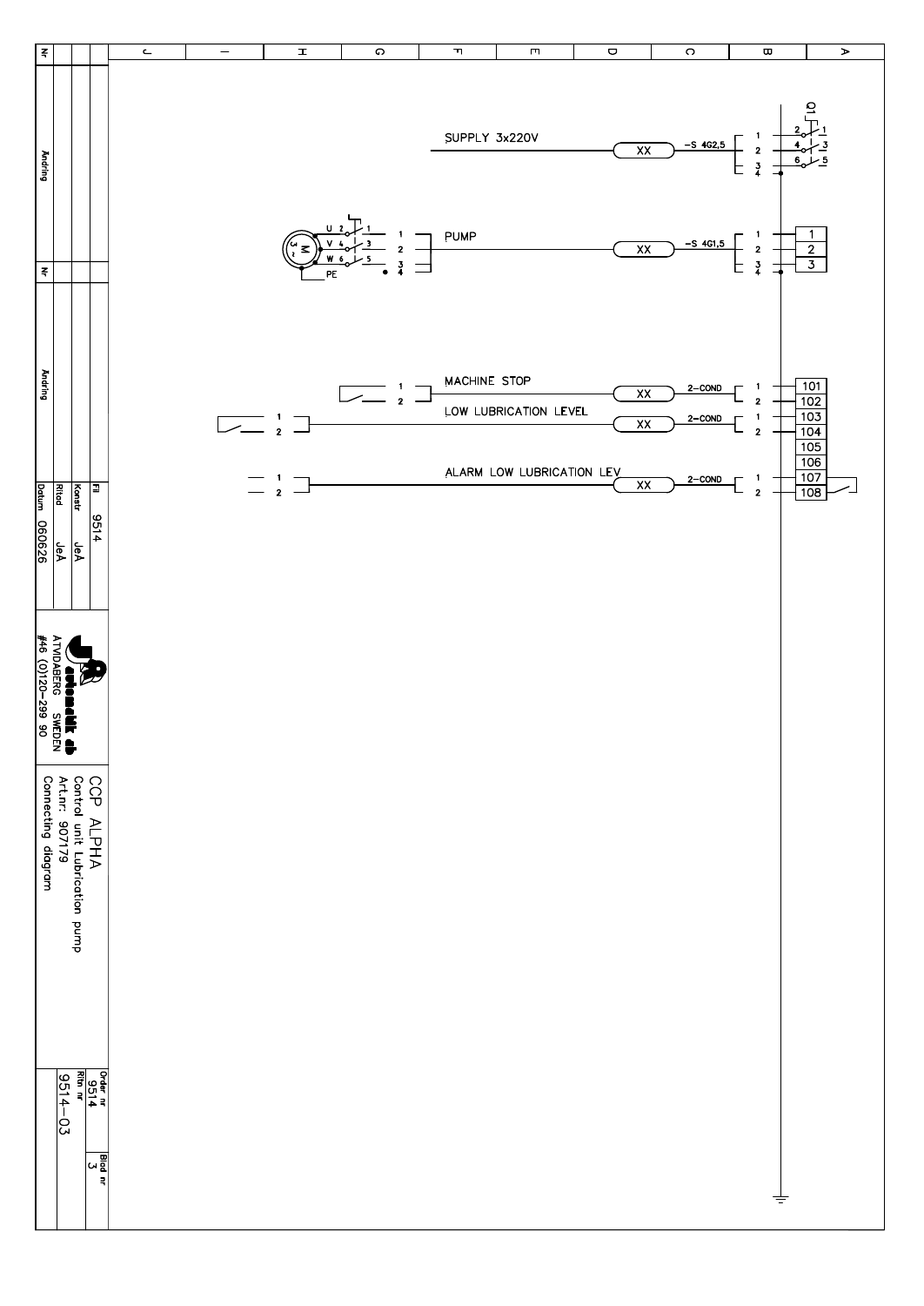SUPPLY 3x220V

XX

-S 4G2,5

Q1

PUMP

XX

-S 4G1,5

U 2 1
V 4 3
W 6 5
PE

M 3~

MACHINE STOP

XX

2-COND

LOW LUBRICATION LEVEL

XX

2-COND

ALARM LOW LUBRICATION LEV

XX

2-COND

| |
|---|
| 1 |
| 2 |
| 3 |
| 101 |
| 102 |
| 103 |
| 104 |
| 105 |
| 106 |
| 107 |
| 108 |

| | |
|---|---|
| Fil | 9514 |
| Konstr | JeA |
| Ritad | JeA |
| Datum | 060626 |

JA automatik ab
ATVIDABERG SWEDEN
#46 (0)120-299 90

CCP ALPHA
Control unit Lubrication pump
Art.nr: 907179
Connecting diagram

Order nr 9514
Ritn nr 9514-03
Blad nr 3